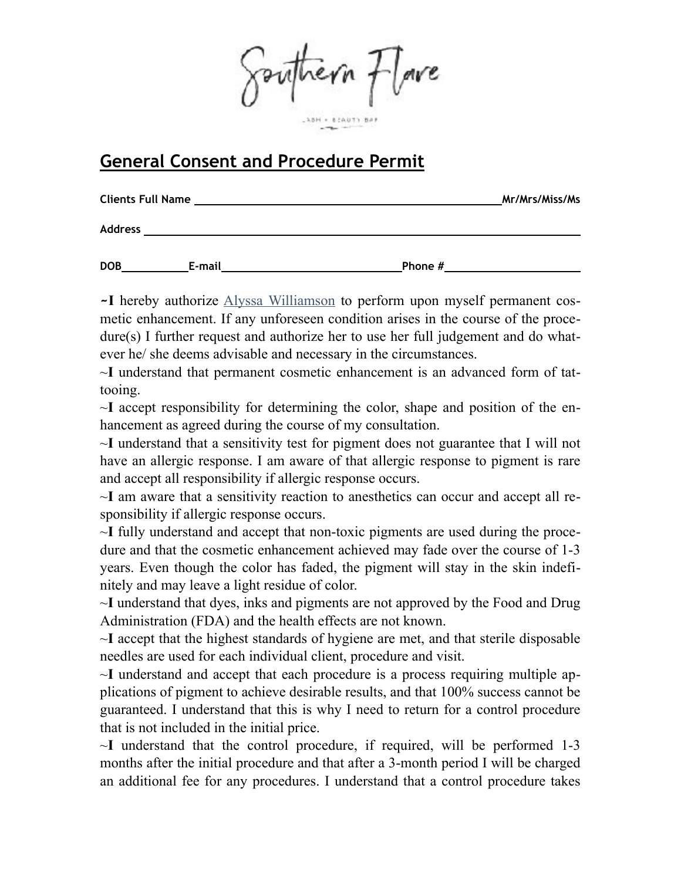Southern Flare

LASH + BEAUTY BAR

## General Consent and Procedure Permit

**Clients Full Name** ______________________________________________ **Mr/Mrs/Miss/Ms**

**Address** ______________________________________________________________

**DOB**__________ **E-mail**____________________________ **Phone #**____________________

~**I** hereby authorize Alyssa Williamson to perform upon myself permanent cosmetic enhancement. If any unforeseen condition arises in the course of the procedure(s) I further request and authorize her to use her full judgement and do whatever he/ she deems advisable and necessary in the circumstances.

~**I** understand that permanent cosmetic enhancement is an advanced form of tattooing.

~**I** accept responsibility for determining the color, shape and position of the enhancement as agreed during the course of my consultation.

~**I** understand that a sensitivity test for pigment does not guarantee that I will not have an allergic response. I am aware of that allergic response to pigment is rare and accept all responsibility if allergic response occurs.

~**I** am aware that a sensitivity reaction to anesthetics can occur and accept all responsibility if allergic response occurs.

~**I** fully understand and accept that non-toxic pigments are used during the procedure and that the cosmetic enhancement achieved may fade over the course of 1-3 years. Even though the color has faded, the pigment will stay in the skin indefinitely and may leave a light residue of color.

~**I** understand that dyes, inks and pigments are not approved by the Food and Drug Administration (FDA) and the health effects are not known.

~**I** accept that the highest standards of hygiene are met, and that sterile disposable needles are used for each individual client, procedure and visit.

~**I** understand and accept that each procedure is a process requiring multiple applications of pigment to achieve desirable results, and that 100% success cannot be guaranteed. I understand that this is why I need to return for a control procedure that is not included in the initial price.

~**I** understand that the control procedure, if required, will be performed 1-3 months after the initial procedure and that after a 3-month period I will be charged an additional fee for any procedures. I understand that a control procedure takes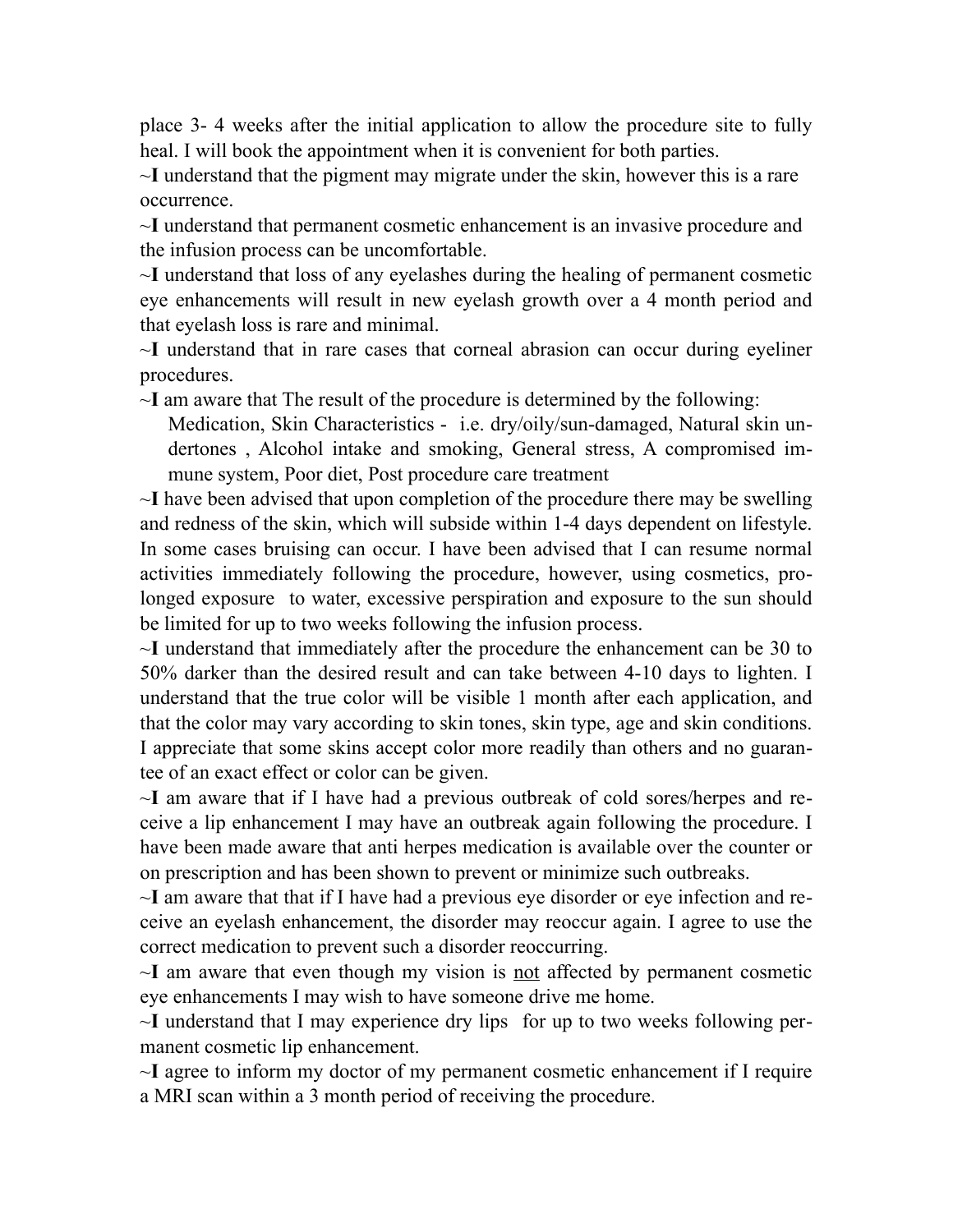place 3- 4 weeks after the initial application to allow the procedure site to fully heal. I will book the appointment when it is convenient for both parties.

~**I** understand that the pigment may migrate under the skin, however this is a rare occurrence.

~**I** understand that permanent cosmetic enhancement is an invasive procedure and the infusion process can be uncomfortable.

~**I** understand that loss of any eyelashes during the healing of permanent cosmetic eye enhancements will result in new eyelash growth over a 4 month period and that eyelash loss is rare and minimal.

~**I** understand that in rare cases that corneal abrasion can occur during eyeliner procedures.

~**I** am aware that The result of the procedure is determined by the following:

Medication, Skin Characteristics - i.e. dry/oily/sun-damaged, Natural skin undertones , Alcohol intake and smoking, General stress, A compromised immune system, Poor diet, Post procedure care treatment

~**I** have been advised that upon completion of the procedure there may be swelling and redness of the skin, which will subside within 1-4 days dependent on lifestyle. In some cases bruising can occur. I have been advised that I can resume normal activities immediately following the procedure, however, using cosmetics, prolonged exposure to water, excessive perspiration and exposure to the sun should be limited for up to two weeks following the infusion process.

~**I** understand that immediately after the procedure the enhancement can be 30 to 50% darker than the desired result and can take between 4-10 days to lighten. I understand that the true color will be visible 1 month after each application, and that the color may vary according to skin tones, skin type, age and skin conditions. I appreciate that some skins accept color more readily than others and no guarantee of an exact effect or color can be given.

~**I** am aware that if I have had a previous outbreak of cold sores/herpes and receive a lip enhancement I may have an outbreak again following the procedure. I have been made aware that anti herpes medication is available over the counter or on prescription and has been shown to prevent or minimize such outbreaks.

~**I** am aware that that if I have had a previous eye disorder or eye infection and receive an eyelash enhancement, the disorder may reoccur again. I agree to use the correct medication to prevent such a disorder reoccurring.

~**I** am aware that even though my vision is <u>not</u> affected by permanent cosmetic eye enhancements I may wish to have someone drive me home.

~**I** understand that I may experience dry lips for up to two weeks following permanent cosmetic lip enhancement.

~**I** agree to inform my doctor of my permanent cosmetic enhancement if I require a MRI scan within a 3 month period of receiving the procedure.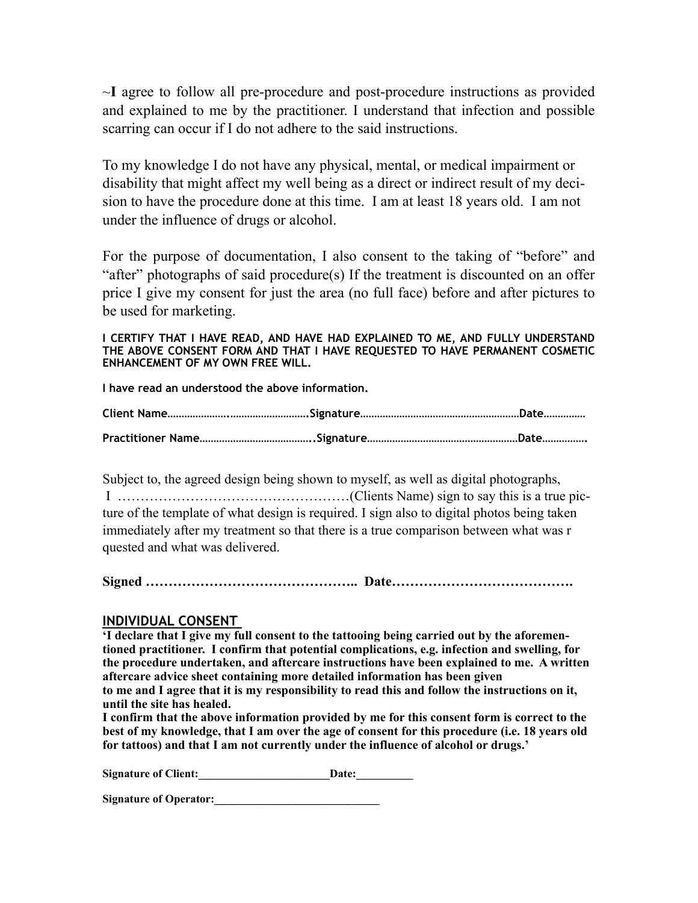~**I** agree to follow all pre-procedure and post-procedure instructions as provided and explained to me by the practitioner. I understand that infection and possible scarring can occur if I do not adhere to the said instructions.

To my knowledge I do not have any physical, mental, or medical impairment or disability that might affect my well being as a direct or indirect result of my decision to have the procedure done at this time. I am at least 18 years old. I am not under the influence of drugs or alcohol.

For the purpose of documentation, I also consent to the taking of "before" and "after" photographs of said procedure(s) If the treatment is discounted on an offer price I give my consent for just the area (no full face) before and after pictures to be used for marketing.

**I CERTIFY THAT I HAVE READ, AND HAVE HAD EXPLAINED TO ME, AND FULLY UNDERSTAND THE ABOVE CONSENT FORM AND THAT I HAVE REQUESTED TO HAVE PERMANENT COSMETIC ENHANCEMENT OF MY OWN FREE WILL.**

**I have read an understood the above information.**

**Client Name…………………..………………………Signature…………………………………………………Date……………**

**Practitioner Name…………………………………..Signature………………………………………………Date…………….**

Subject to, the agreed design being shown to myself, as well as digital photographs, I ……………………………………………(Clients Name) sign to say this is a true picture of the template of what design is required. I sign also to digital photos being taken immediately after my treatment so that there is a true comparison between what was r quested and what was delivered.

**Signed ……………………………………….. Date………………………………….**

## INDIVIDUAL CONSENT

**'I declare that I give my full consent to the tattooing being carried out by the aforementioned practitioner. I confirm that potential complications, e.g. infection and swelling, for the procedure undertaken, and aftercare instructions have been explained to me. A written aftercare advice sheet containing more detailed information has been given to me and I agree that it is my responsibility to read this and follow the instructions on it, until the site has healed.**

**I confirm that the above information provided by me for this consent form is correct to the best of my knowledge, that I am over the age of consent for this procedure (i.e. 18 years old for tattoos) and that I am not currently under the influence of alcohol or drugs.'**

**Signature of Client:______________________Date:__________**

**Signature of Operator:____________________________**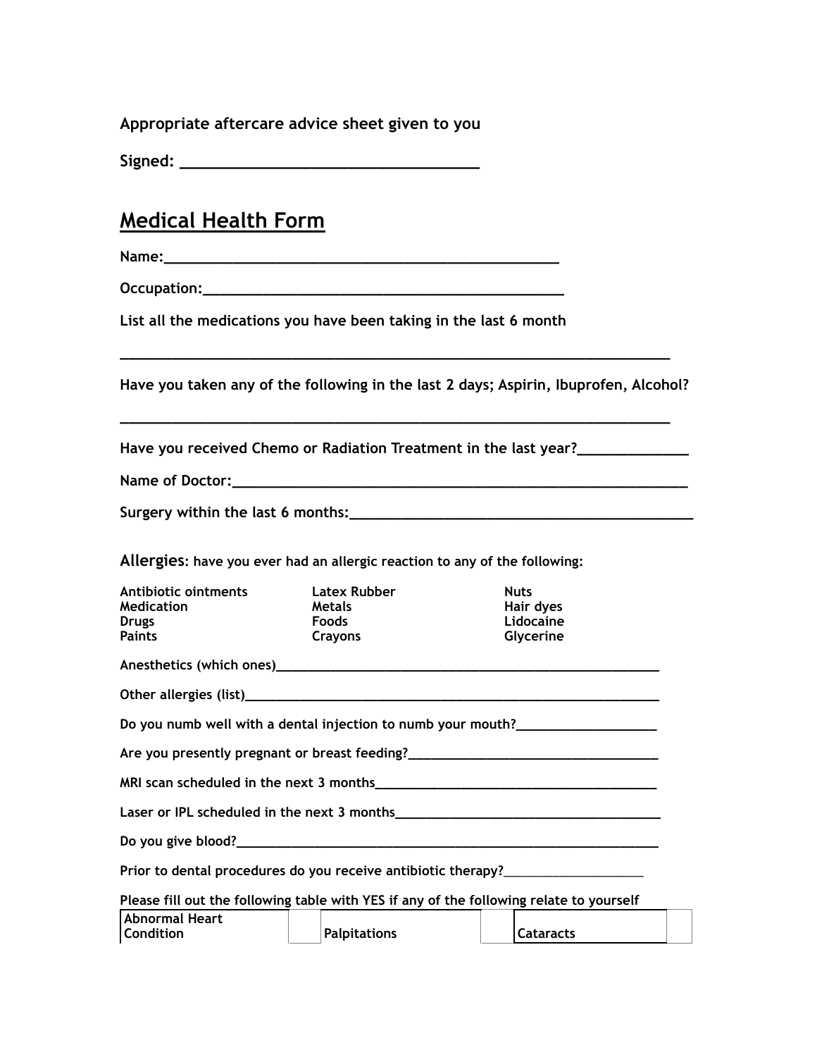**Appropriate aftercare advice sheet given to you**

**Signed: ___________________________________**

## Medical Health Form

**Name:______________________________________________**

**Occupation:_______________________________________**

**List all the medications you have been taking in the last 6 month**

**_________________________________________________________________**

**Have you taken any of the following in the last 2 days; Aspirin, Ibuprofen, Alcohol?**

**_________________________________________________________________**

**Have you received Chemo or Radiation Treatment in the last year?_____________**

**Name of Doctor:__________________________________________________**

**Surgery within the last 6 months:_______________________________________**

**Allergies: have you ever had an allergic reaction to any of the following:**

| | | |
|---|---|---|
| **Antibiotic ointments** | **Latex Rubber** | **Nuts** |
| **Medication** | **Metals** | **Hair dyes** |
| **Drugs** | **Foods** | **Lidocaine** |
| **Paints** | **Crayons** | **Glycerine** |

**Anesthetics (which ones)_____________________________________________**

**Other allergies (list)_________________________________________________**

**Do you numb well with a dental injection to numb your mouth?_________________**

**Are you presently pregnant or breast feeding?______________________________**

**MRI scan scheduled in the next 3 months__________________________________**

**Laser or IPL scheduled in the next 3 months________________________________**

**Do you give blood?_____________________________________________________**

**Prior to dental procedures do you receive antibiotic therapy?__________________**

**Please fill out the following table with YES if any of the following relate to yourself**

| | | | | | |
|---|---|---|---|---|---|
| **Abnormal Heart Condition** | | **Palpitations** | | **Cataracts** | |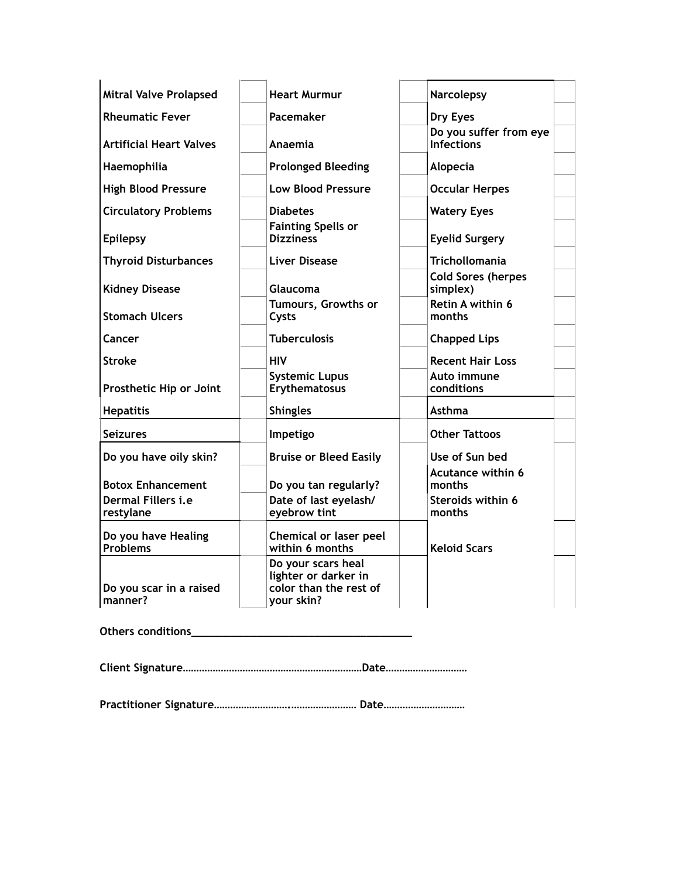| | | | | | |
|---|---|---|---|---|---|
| Mitral Valve Prolapsed | | Heart Murmur | | Narcolepsy | |
| Rheumatic Fever | | Pacemaker | | Dry Eyes | |
| Artificial Heart Valves | | Anaemia | | Do you suffer from eye Infections | |
| Haemophilia | | Prolonged Bleeding | | Alopecia | |
| High Blood Pressure | | Low Blood Pressure | | Occular Herpes | |
| Circulatory Problems | | Diabetes | | Watery Eyes | |
| Epilepsy | | Fainting Spells or Dizziness | | Eyelid Surgery | |
| Thyroid Disturbances | | Liver Disease | | Trichollomania | |
| Kidney Disease | | Glaucoma | | Cold Sores (herpes simplex) | |
| Stomach Ulcers | | Tumours, Growths or Cysts | | Retin A within 6 months | |
| Cancer | | Tuberculosis | | Chapped Lips | |
| Stroke | | HIV | | Recent Hair Loss | |
| Prosthetic Hip or Joint | | Systemic Lupus Erythematosus | | Auto immune conditions | |
| Hepatitis | | Shingles | | Asthma | |
| Seizures | | Impetigo | | Other Tattoos | |
| Do you have oily skin? | | Bruise or Bleed Easily | | Use of Sun bed | |
| Botox Enhancement | | Do you tan regularly? | | Acutance within 6 months | |
| Dermal Fillers i.e restylane | | Date of last eyelash/ eyebrow tint | | Steroids within 6 months | |
| Do you have Healing Problems | | Chemical or laser peel within 6 months | | Keloid Scars | |
| Do you scar in a raised manner? | | Do your scars heal lighter or darker in color than the rest of your skin? | | | |

**Others conditions**______________________________________

**Client Signature**…………………………………………………………**Date**…………………………

**Practitioner Signature**………………………..…………………… **Date**…………………………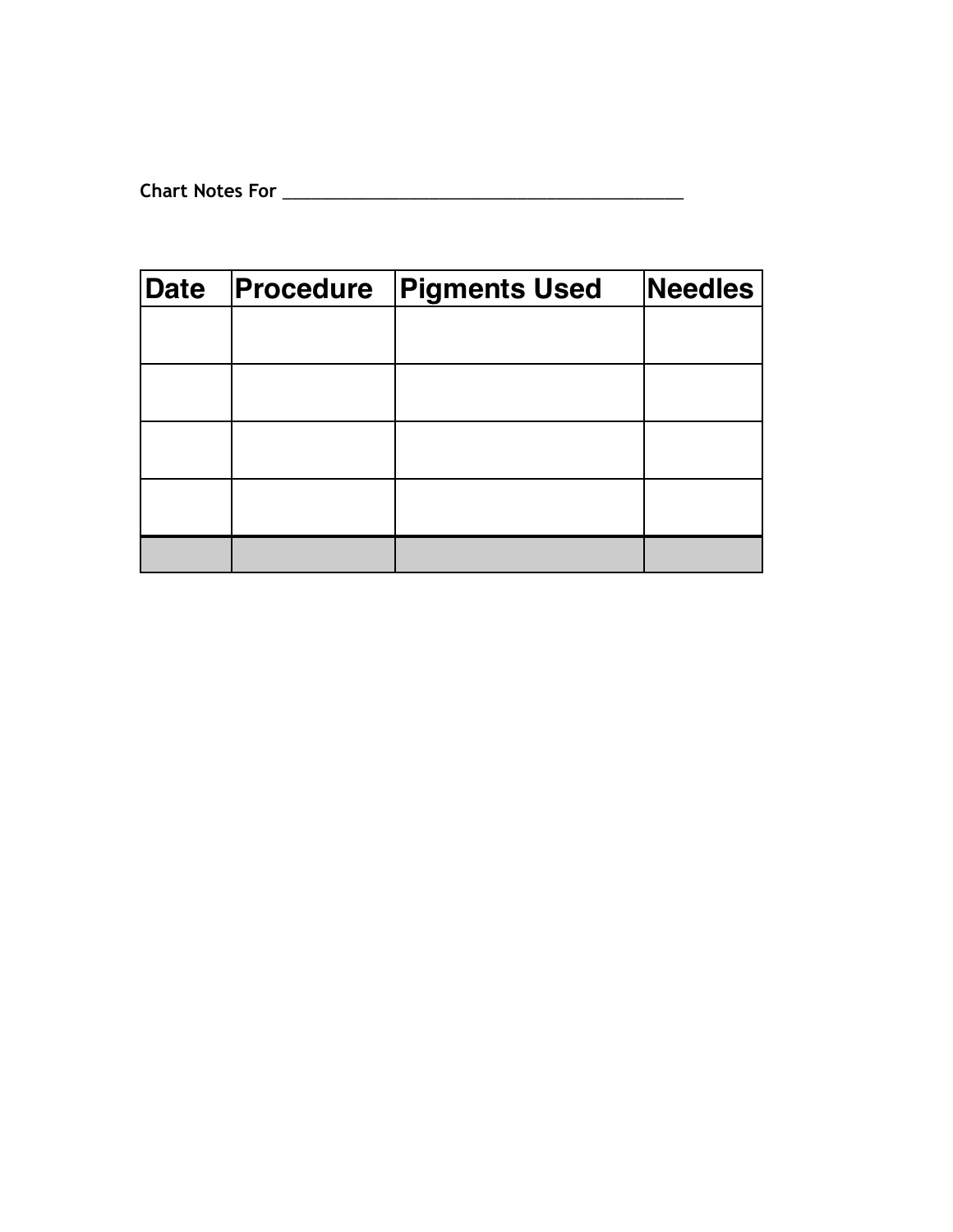**Chart Notes For** _______________________________________________

| Date | Procedure | Pigments Used | Needles |
| --- | --- | --- | --- |
| | | | |
| | | | |
| | | | |
| | | | |
| | | | |